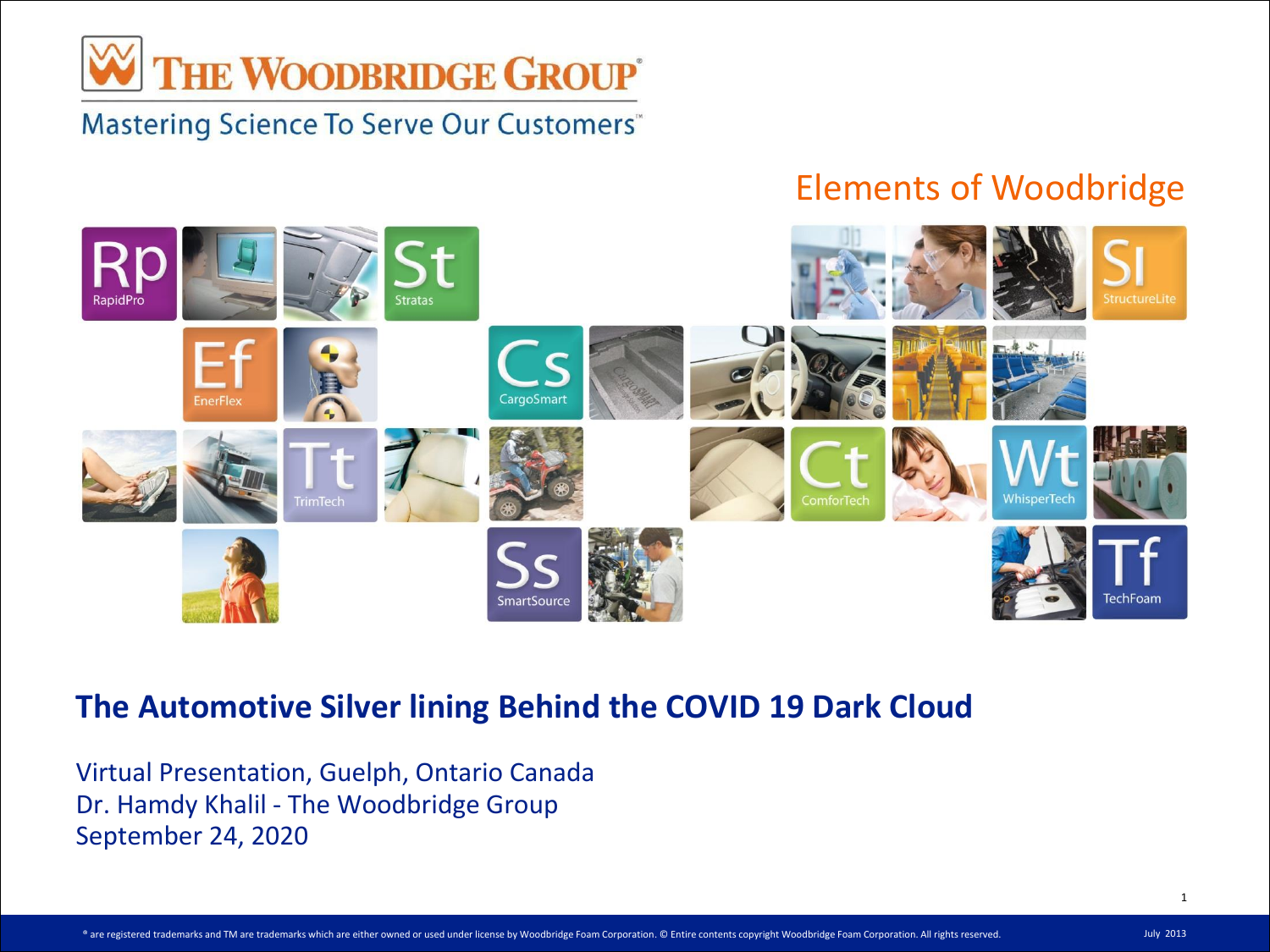# THE WOODBRIDGE GROUP®

Mastering Science To Serve Our Customers™

## Elements of Woodbridge

Rp RapidPro

St Stratas

Ef EnerFlex

Cs CargoSmart

Sl StructureLite

Tt TrimTech

Ct ComforTech

Wt WhisperTech

Ss SmartSource

Tf TechFoam

## The Automotive Silver lining Behind the COVID 19 Dark Cloud

Virtual Presentation, Guelph, Ontario Canada
Dr. Hamdy Khalil - The Woodbridge Group
September 24, 2020

® are registered trademarks and TM are trademarks which are either owned or used under license by Woodbridge Foam Corporation. © Entire contents copyright Woodbridge Foam Corporation. All rights reserved.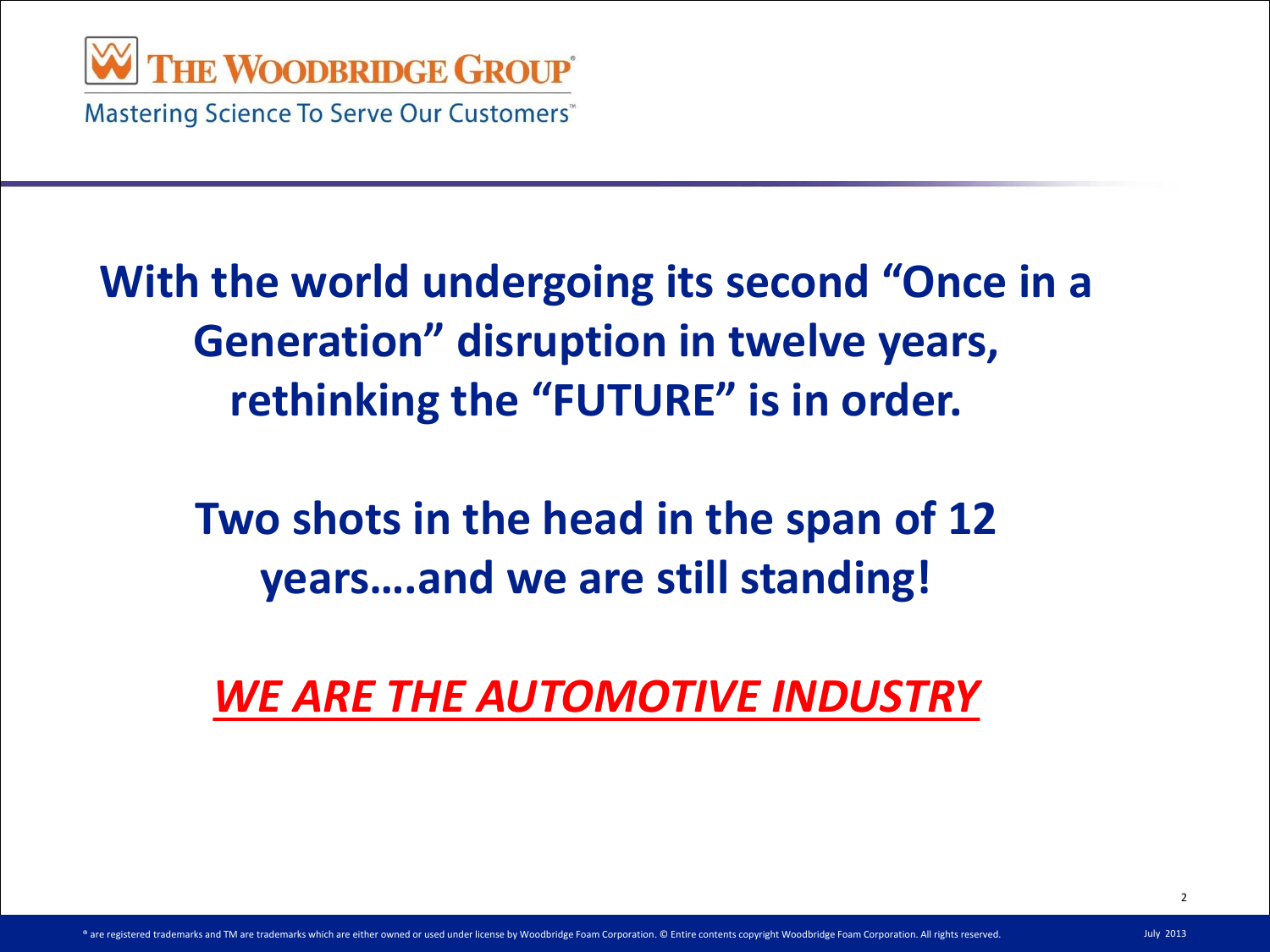**With the world undergoing its second "Once in a Generation" disruption in twelve years, rethinking the "FUTURE" is in order.**

**Two shots in the head in the span of 12 years....and we are still standing!**

***WE ARE THE AUTOMOTIVE INDUSTRY***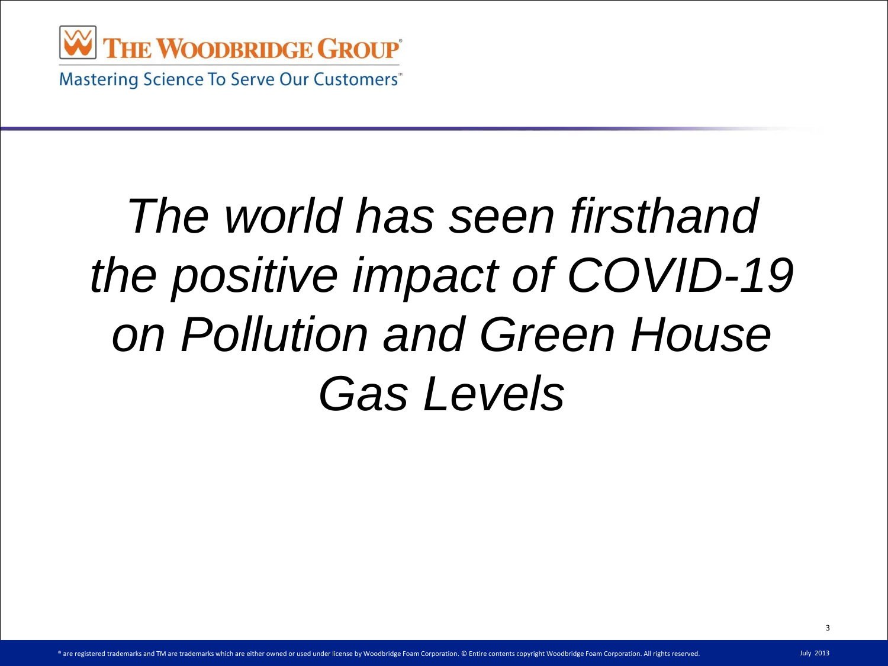*The world has seen firsthand the positive impact of COVID-19 on Pollution and Green House Gas Levels*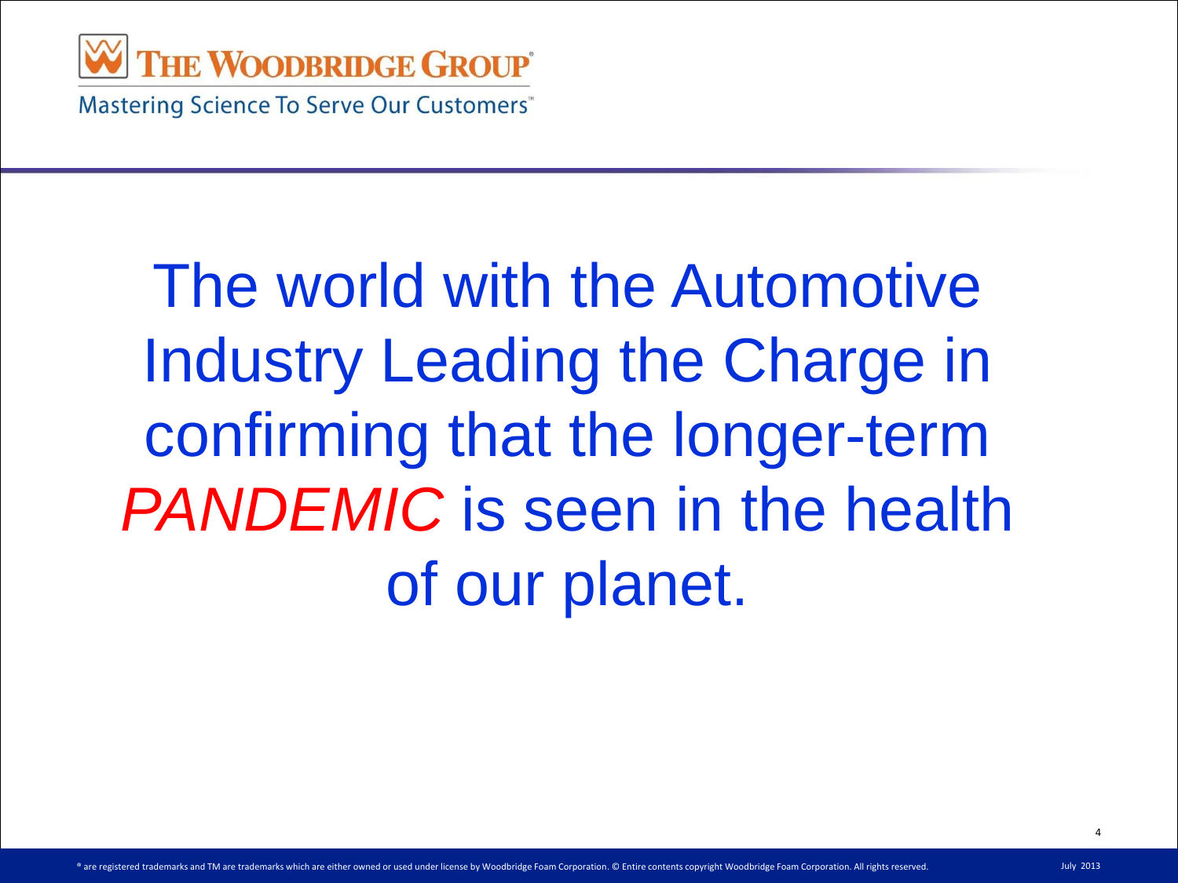The world with the Automotive Industry Leading the Charge in confirming that the longer-term *PANDEMIC* is seen in the health of our planet.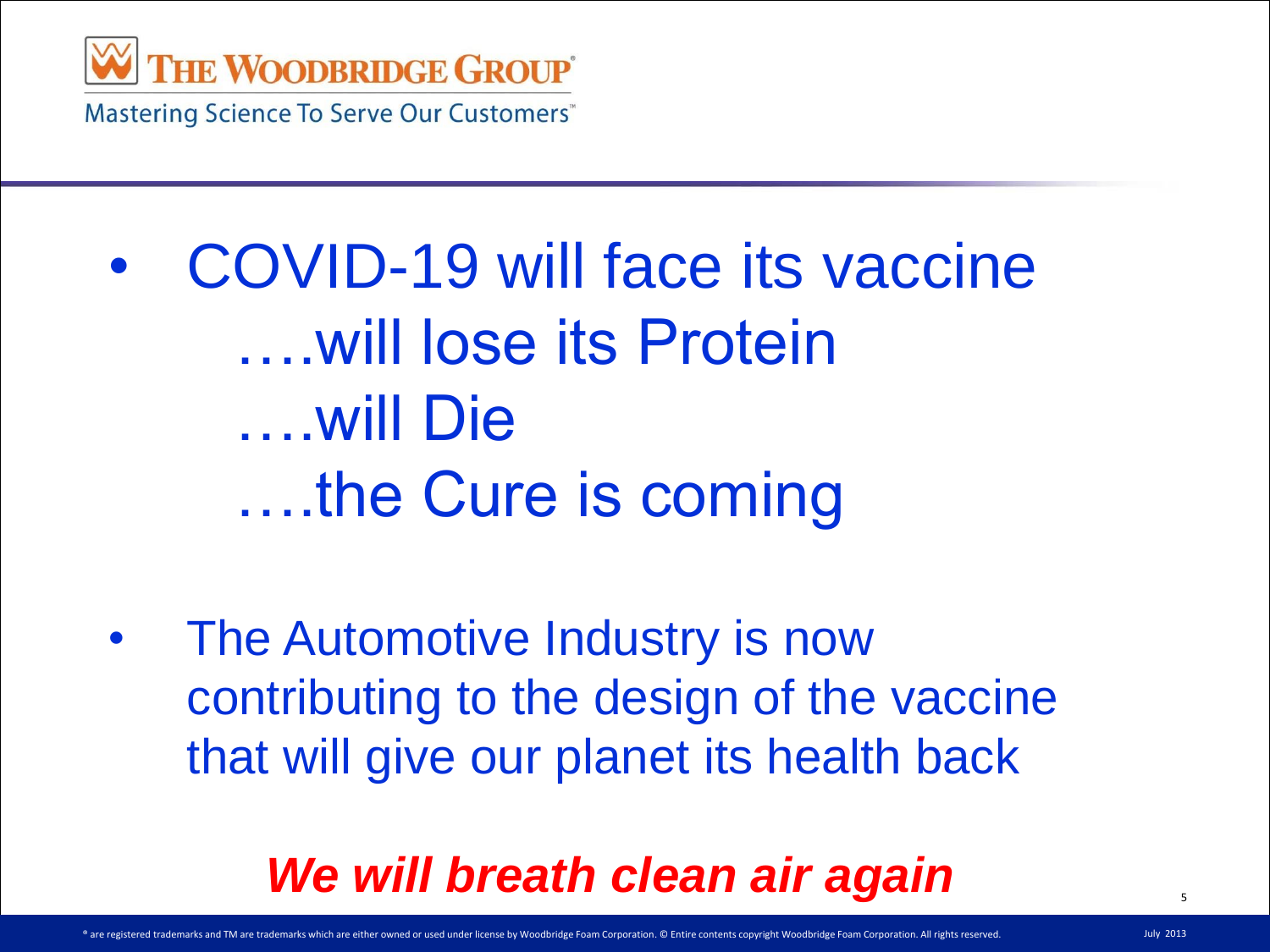- COVID-19 will face its vaccine
  ….will lose its Protein
  ….will Die
  ….the Cure is coming

- The Automotive Industry is now contributing to the design of the vaccine that will give our planet its health back

***We will breath clean air again***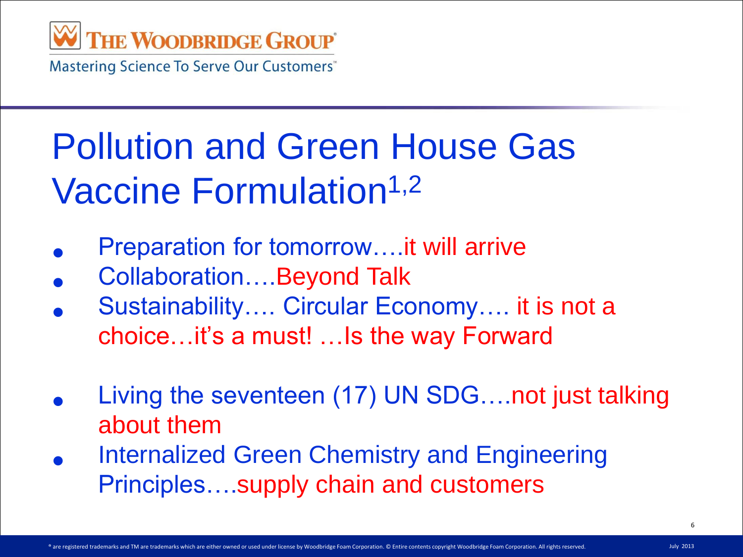# Pollution and Green House Gas Vaccine Formulation[1,2]

- Preparation for tomorrow….it will arrive
- Collaboration….Beyond Talk
- Sustainability…. Circular Economy…. it is not a choice…it's a must! …Is the way Forward
- Living the seventeen (17) UN SDG….not just talking about them
- Internalized Green Chemistry and Engineering Principles….supply chain and customers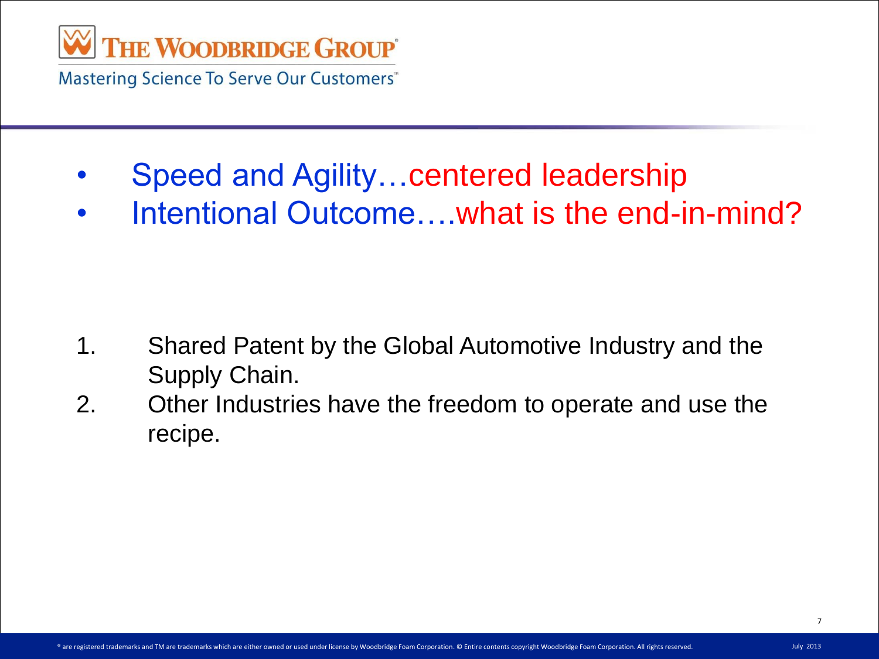- Speed and Agility…centered leadership
- Intentional Outcome….what is the end-in-mind?

1. Shared Patent by the Global Automotive Industry and the Supply Chain.
2. Other Industries have the freedom to operate and use the recipe.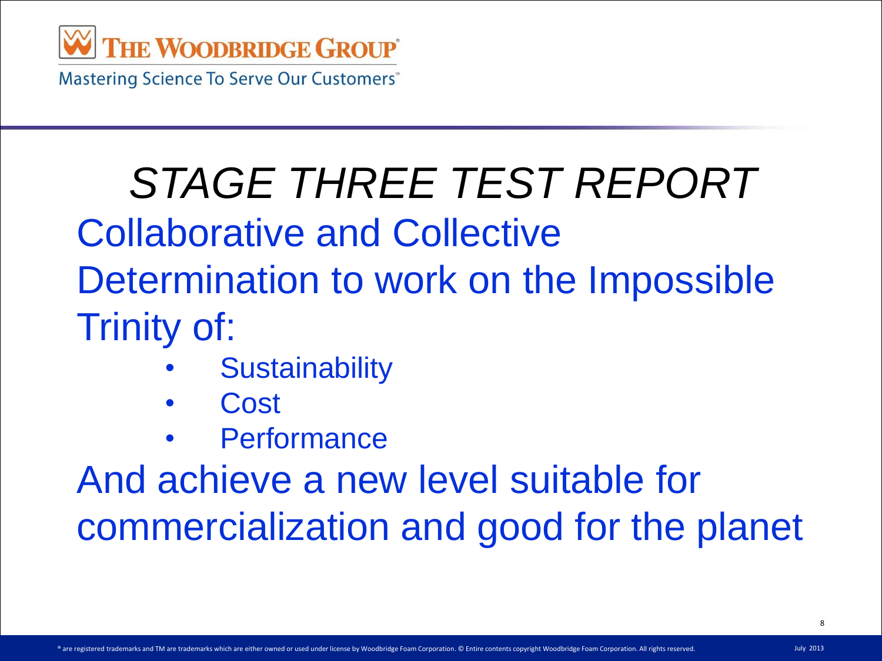# *STAGE THREE TEST REPORT*

Collaborative and Collective Determination to work on the Impossible Trinity of:

- Sustainability
- Cost
- Performance

And achieve a new level suitable for commercialization and good for the planet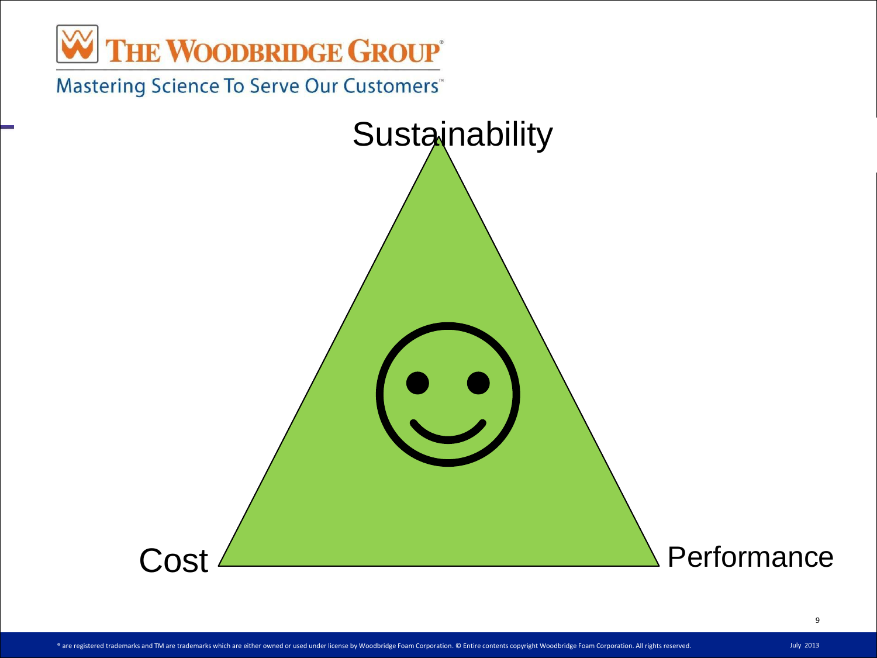THE WOODBRIDGE GROUP

Mastering Science To Serve Our Customers

Sustainability

Cost

Performance